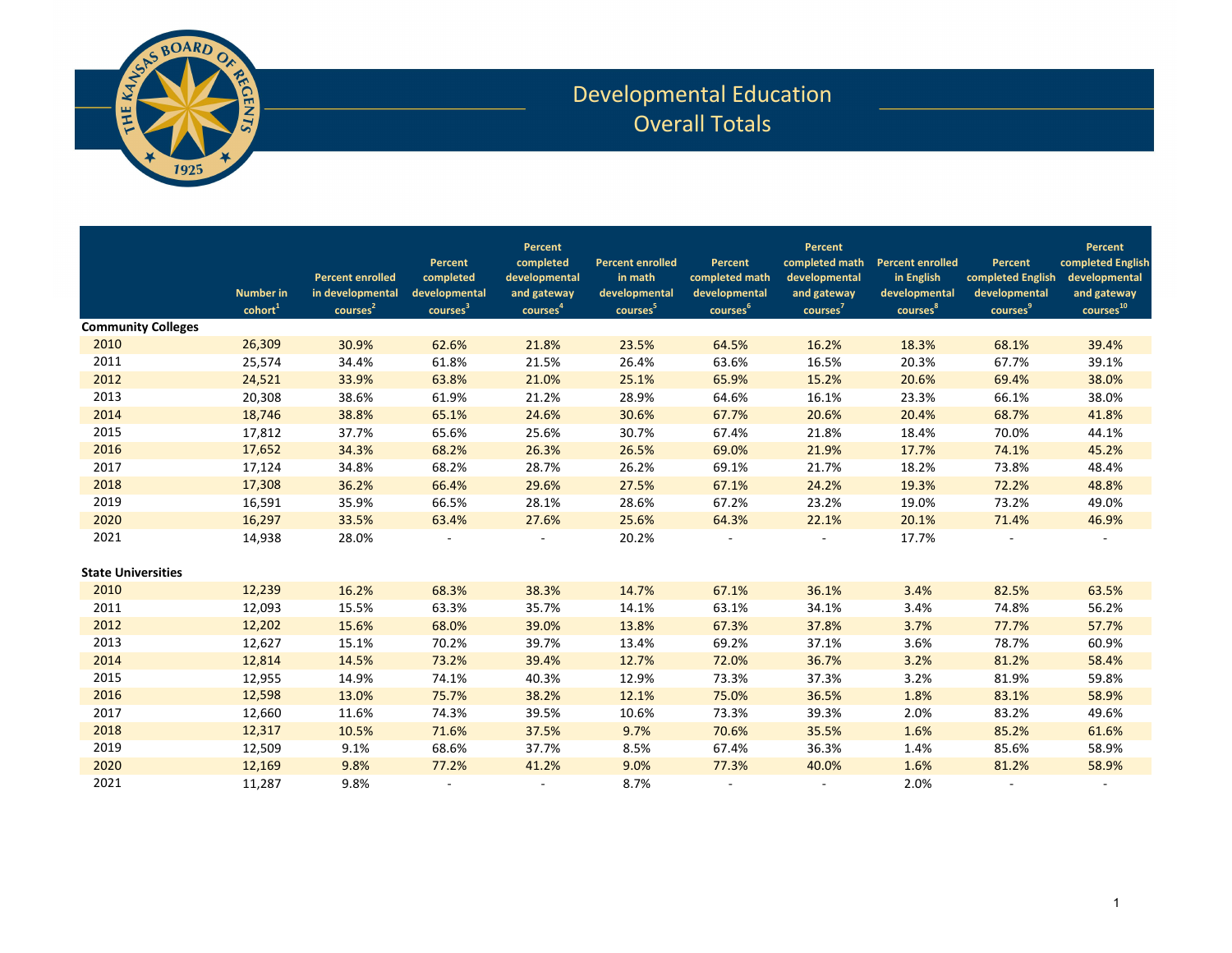# Developmental Education
## Overall Totals

| | Number in cohort[1] | Percent enrolled in developmental courses[2] | Percent completed developmental courses[3] | Percent completed developmental and gateway courses[4] | Percent enrolled in math developmental courses[5] | Percent completed math developmental courses[6] | Percent completed math developmental and gateway courses[7] | Percent enrolled in English developmental courses[8] | Percent completed English developmental courses[9] | Percent completed English developmental and gateway courses[10] |
|---|---|---|---|---|---|---|---|---|---|---|
| **Community Colleges** | | | | | | | | | | |
| 2010 | 26,309 | 30.9% | 62.6% | 21.8% | 23.5% | 64.5% | 16.2% | 18.3% | 68.1% | 39.4% |
| 2011 | 25,574 | 34.4% | 61.8% | 21.5% | 26.4% | 63.6% | 16.5% | 20.3% | 67.7% | 39.1% |
| 2012 | 24,521 | 33.9% | 63.8% | 21.0% | 25.1% | 65.9% | 15.2% | 20.6% | 69.4% | 38.0% |
| 2013 | 20,308 | 38.6% | 61.9% | 21.2% | 28.9% | 64.6% | 16.1% | 23.3% | 66.1% | 38.0% |
| 2014 | 18,746 | 38.8% | 65.1% | 24.6% | 30.6% | 67.7% | 20.6% | 20.4% | 68.7% | 41.8% |
| 2015 | 17,812 | 37.7% | 65.6% | 25.6% | 30.7% | 67.4% | 21.8% | 18.4% | 70.0% | 44.1% |
| 2016 | 17,652 | 34.3% | 68.2% | 26.3% | 26.5% | 69.0% | 21.9% | 17.7% | 74.1% | 45.2% |
| 2017 | 17,124 | 34.8% | 68.2% | 28.7% | 26.2% | 69.1% | 21.7% | 18.2% | 73.8% | 48.4% |
| 2018 | 17,308 | 36.2% | 66.4% | 29.6% | 27.5% | 67.1% | 24.2% | 19.3% | 72.2% | 48.8% |
| 2019 | 16,591 | 35.9% | 66.5% | 28.1% | 28.6% | 67.2% | 23.2% | 19.0% | 73.2% | 49.0% |
| 2020 | 16,297 | 33.5% | 63.4% | 27.6% | 25.6% | 64.3% | 22.1% | 20.1% | 71.4% | 46.9% |
| 2021 | 14,938 | 28.0% | - | - | 20.2% | - | - | 17.7% | - | - |
| **State Universities** | | | | | | | | | | |
| 2010 | 12,239 | 16.2% | 68.3% | 38.3% | 14.7% | 67.1% | 36.1% | 3.4% | 82.5% | 63.5% |
| 2011 | 12,093 | 15.5% | 63.3% | 35.7% | 14.1% | 63.1% | 34.1% | 3.4% | 74.8% | 56.2% |
| 2012 | 12,202 | 15.6% | 68.0% | 39.0% | 13.8% | 67.3% | 37.8% | 3.7% | 77.7% | 57.7% |
| 2013 | 12,627 | 15.1% | 70.2% | 39.7% | 13.4% | 69.2% | 37.1% | 3.6% | 78.7% | 60.9% |
| 2014 | 12,814 | 14.5% | 73.2% | 39.4% | 12.7% | 72.0% | 36.7% | 3.2% | 81.2% | 58.4% |
| 2015 | 12,955 | 14.9% | 74.1% | 40.3% | 12.9% | 73.3% | 37.3% | 3.2% | 81.9% | 59.8% |
| 2016 | 12,598 | 13.0% | 75.7% | 38.2% | 12.1% | 75.0% | 36.5% | 1.8% | 83.1% | 58.9% |
| 2017 | 12,660 | 11.6% | 74.3% | 39.5% | 10.6% | 73.3% | 39.3% | 2.0% | 83.2% | 49.6% |
| 2018 | 12,317 | 10.5% | 71.6% | 37.5% | 9.7% | 70.6% | 35.5% | 1.6% | 85.2% | 61.6% |
| 2019 | 12,509 | 9.1% | 68.6% | 37.7% | 8.5% | 67.4% | 36.3% | 1.4% | 85.6% | 58.9% |
| 2020 | 12,169 | 9.8% | 77.2% | 41.2% | 9.0% | 77.3% | 40.0% | 1.6% | 81.2% | 58.9% |
| 2021 | 11,287 | 9.8% | - | - | 8.7% | - | - | 2.0% | - | - |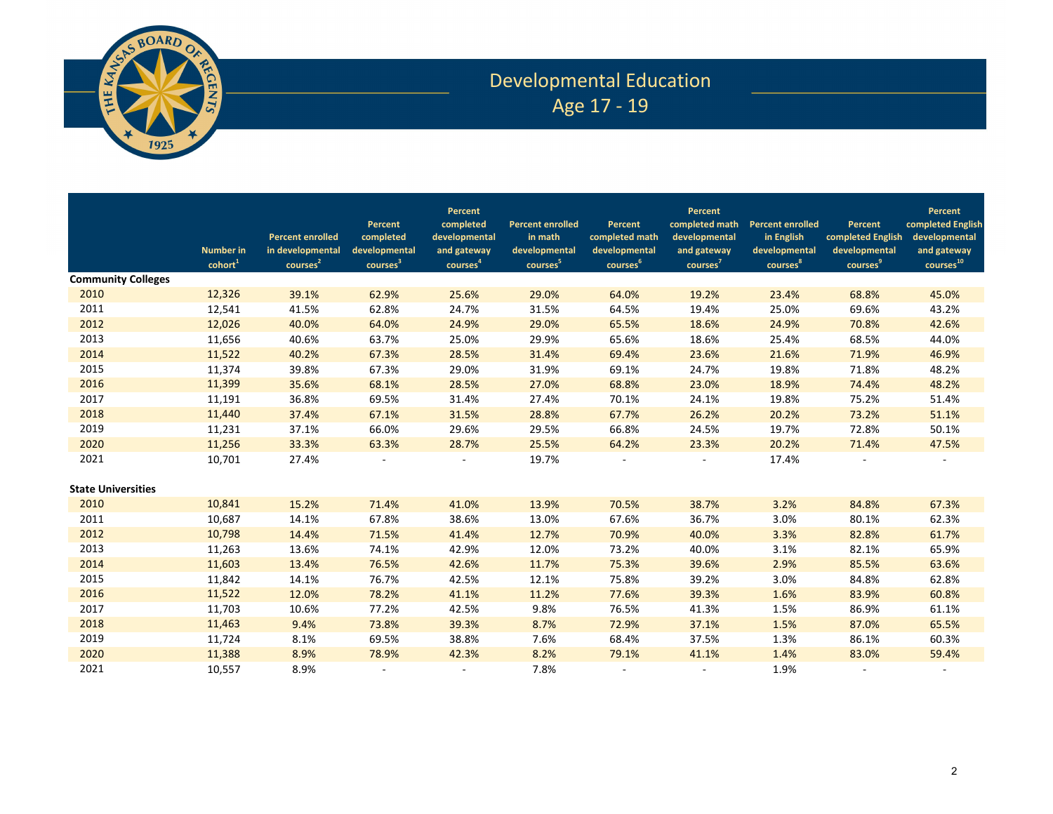# Developmental Education
## Age 17 - 19

| | Number in cohort[1] | Percent enrolled in developmental courses[2] | Percent completed developmental courses[3] | Percent completed developmental and gateway courses[4] | Percent enrolled in math developmental courses[5] | Percent completed math developmental courses[6] | Percent completed math developmental and gateway courses[7] | Percent enrolled in English developmental courses[8] | Percent completed English developmental courses[9] | Percent completed English developmental and gateway courses[10] |
|---|---|---|---|---|---|---|---|---|---|---|
| **Community Colleges** | | | | | | | | | | |
| 2010 | 12,326 | 39.1% | 62.9% | 25.6% | 29.0% | 64.0% | 19.2% | 23.4% | 68.8% | 45.0% |
| 2011 | 12,541 | 41.5% | 62.8% | 24.7% | 31.5% | 64.5% | 19.4% | 25.0% | 69.6% | 43.2% |
| 2012 | 12,026 | 40.0% | 64.0% | 24.9% | 29.0% | 65.5% | 18.6% | 24.9% | 70.8% | 42.6% |
| 2013 | 11,656 | 40.6% | 63.7% | 25.0% | 29.9% | 65.6% | 18.6% | 25.4% | 68.5% | 44.0% |
| 2014 | 11,522 | 40.2% | 67.3% | 28.5% | 31.4% | 69.4% | 23.6% | 21.6% | 71.9% | 46.9% |
| 2015 | 11,374 | 39.8% | 67.3% | 29.0% | 31.9% | 69.1% | 24.7% | 19.8% | 71.8% | 48.2% |
| 2016 | 11,399 | 35.6% | 68.1% | 28.5% | 27.0% | 68.8% | 23.0% | 18.9% | 74.4% | 48.2% |
| 2017 | 11,191 | 36.8% | 69.5% | 31.4% | 27.4% | 70.1% | 24.1% | 19.8% | 75.2% | 51.4% |
| 2018 | 11,440 | 37.4% | 67.1% | 31.5% | 28.8% | 67.7% | 26.2% | 20.2% | 73.2% | 51.1% |
| 2019 | 11,231 | 37.1% | 66.0% | 29.6% | 29.5% | 66.8% | 24.5% | 19.7% | 72.8% | 50.1% |
| 2020 | 11,256 | 33.3% | 63.3% | 28.7% | 25.5% | 64.2% | 23.3% | 20.2% | 71.4% | 47.5% |
| 2021 | 10,701 | 27.4% | - | - | 19.7% | - | - | 17.4% | - | - |
| **State Universities** | | | | | | | | | | |
| 2010 | 10,841 | 15.2% | 71.4% | 41.0% | 13.9% | 70.5% | 38.7% | 3.2% | 84.8% | 67.3% |
| 2011 | 10,687 | 14.1% | 67.8% | 38.6% | 13.0% | 67.6% | 36.7% | 3.0% | 80.1% | 62.3% |
| 2012 | 10,798 | 14.4% | 71.5% | 41.4% | 12.7% | 70.9% | 40.0% | 3.3% | 82.8% | 61.7% |
| 2013 | 11,263 | 13.6% | 74.1% | 42.9% | 12.0% | 73.2% | 40.0% | 3.1% | 82.1% | 65.9% |
| 2014 | 11,603 | 13.4% | 76.5% | 42.6% | 11.7% | 75.3% | 39.6% | 2.9% | 85.5% | 63.6% |
| 2015 | 11,842 | 14.1% | 76.7% | 42.5% | 12.1% | 75.8% | 39.2% | 3.0% | 84.8% | 62.8% |
| 2016 | 11,522 | 12.0% | 78.2% | 41.1% | 11.2% | 77.6% | 39.3% | 1.6% | 83.9% | 60.8% |
| 2017 | 11,703 | 10.6% | 77.2% | 42.5% | 9.8% | 76.5% | 41.3% | 1.5% | 86.9% | 61.1% |
| 2018 | 11,463 | 9.4% | 73.8% | 39.3% | 8.7% | 72.9% | 37.1% | 1.5% | 87.0% | 65.5% |
| 2019 | 11,724 | 8.1% | 69.5% | 38.8% | 7.6% | 68.4% | 37.5% | 1.3% | 86.1% | 60.3% |
| 2020 | 11,388 | 8.9% | 78.9% | 42.3% | 8.2% | 79.1% | 41.1% | 1.4% | 83.0% | 59.4% |
| 2021 | 10,557 | 8.9% | - | - | 7.8% | - | - | 1.9% | - | - |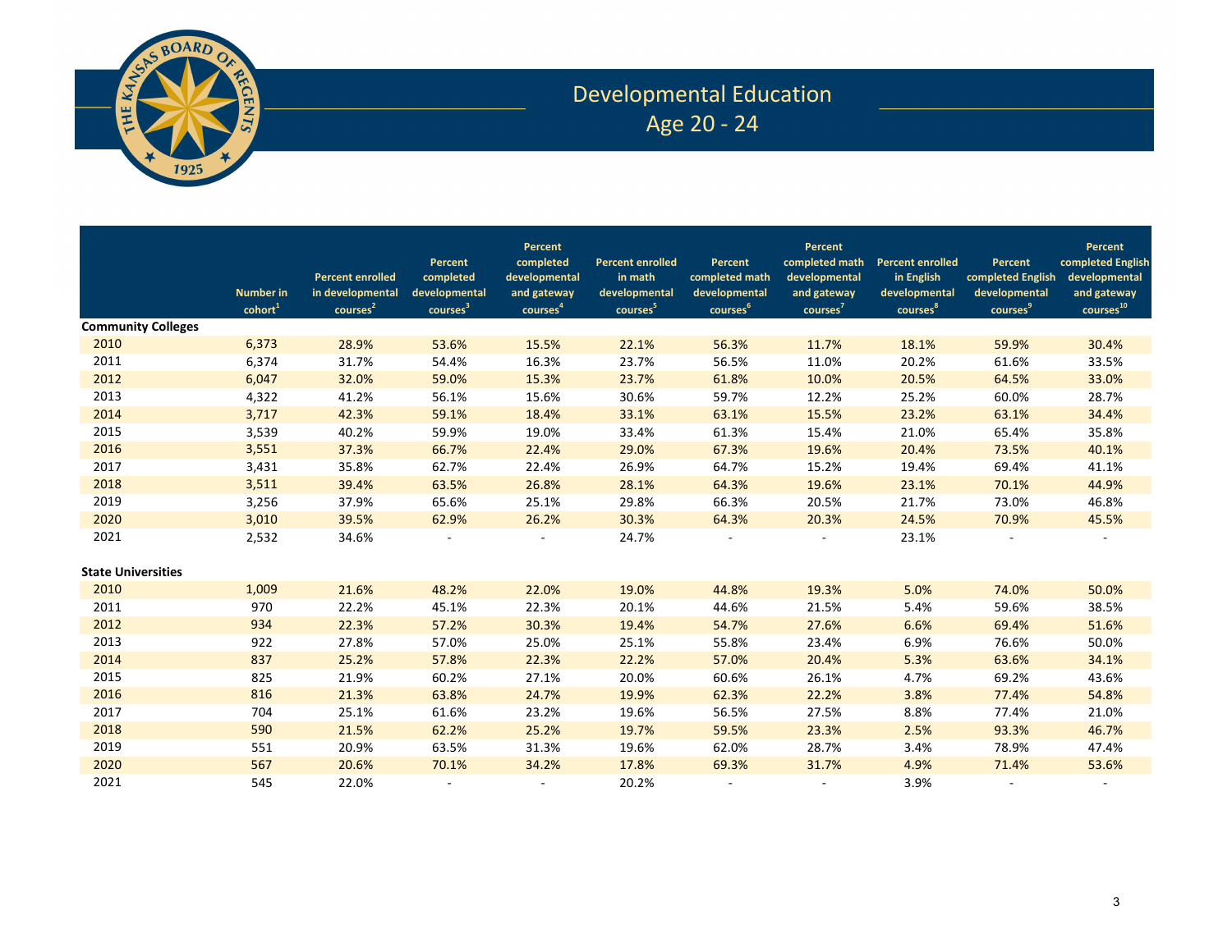# Developmental Education

## Age 20 - 24

| | Number in cohort[1] | Percent enrolled in developmental courses[2] | Percent completed developmental courses[3] | Percent completed developmental and gateway courses[4] | Percent enrolled in math developmental courses[5] | Percent completed math developmental courses[6] | Percent completed math developmental and gateway courses[7] | Percent enrolled in English developmental courses[8] | Percent completed English developmental courses[9] | Percent completed English developmental and gateway courses[10] |
|---|---|---|---|---|---|---|---|---|---|---|
| **Community Colleges** | | | | | | | | | | |
| 2010 | 6,373 | 28.9% | 53.6% | 15.5% | 22.1% | 56.3% | 11.7% | 18.1% | 59.9% | 30.4% |
| 2011 | 6,374 | 31.7% | 54.4% | 16.3% | 23.7% | 56.5% | 11.0% | 20.2% | 61.6% | 33.5% |
| 2012 | 6,047 | 32.0% | 59.0% | 15.3% | 23.7% | 61.8% | 10.0% | 20.5% | 64.5% | 33.0% |
| 2013 | 4,322 | 41.2% | 56.1% | 15.6% | 30.6% | 59.7% | 12.2% | 25.2% | 60.0% | 28.7% |
| 2014 | 3,717 | 42.3% | 59.1% | 18.4% | 33.1% | 63.1% | 15.5% | 23.2% | 63.1% | 34.4% |
| 2015 | 3,539 | 40.2% | 59.9% | 19.0% | 33.4% | 61.3% | 15.4% | 21.0% | 65.4% | 35.8% |
| 2016 | 3,551 | 37.3% | 66.7% | 22.4% | 29.0% | 67.3% | 19.6% | 20.4% | 73.5% | 40.1% |
| 2017 | 3,431 | 35.8% | 62.7% | 22.4% | 26.9% | 64.7% | 15.2% | 19.4% | 69.4% | 41.1% |
| 2018 | 3,511 | 39.4% | 63.5% | 26.8% | 28.1% | 64.3% | 19.6% | 23.1% | 70.1% | 44.9% |
| 2019 | 3,256 | 37.9% | 65.6% | 25.1% | 29.8% | 66.3% | 20.5% | 21.7% | 73.0% | 46.8% |
| 2020 | 3,010 | 39.5% | 62.9% | 26.2% | 30.3% | 64.3% | 20.3% | 24.5% | 70.9% | 45.5% |
| 2021 | 2,532 | 34.6% | - | - | 24.7% | - | - | 23.1% | - | - |
| **State Universities** | | | | | | | | | | |
| 2010 | 1,009 | 21.6% | 48.2% | 22.0% | 19.0% | 44.8% | 19.3% | 5.0% | 74.0% | 50.0% |
| 2011 | 970 | 22.2% | 45.1% | 22.3% | 20.1% | 44.6% | 21.5% | 5.4% | 59.6% | 38.5% |
| 2012 | 934 | 22.3% | 57.2% | 30.3% | 19.4% | 54.7% | 27.6% | 6.6% | 69.4% | 51.6% |
| 2013 | 922 | 27.8% | 57.0% | 25.0% | 25.1% | 55.8% | 23.4% | 6.9% | 76.6% | 50.0% |
| 2014 | 837 | 25.2% | 57.8% | 22.3% | 22.2% | 57.0% | 20.4% | 5.3% | 63.6% | 34.1% |
| 2015 | 825 | 21.9% | 60.2% | 27.1% | 20.0% | 60.6% | 26.1% | 4.7% | 69.2% | 43.6% |
| 2016 | 816 | 21.3% | 63.8% | 24.7% | 19.9% | 62.3% | 22.2% | 3.8% | 77.4% | 54.8% |
| 2017 | 704 | 25.1% | 61.6% | 23.2% | 19.6% | 56.5% | 27.5% | 8.8% | 77.4% | 21.0% |
| 2018 | 590 | 21.5% | 62.2% | 25.2% | 19.7% | 59.5% | 23.3% | 2.5% | 93.3% | 46.7% |
| 2019 | 551 | 20.9% | 63.5% | 31.3% | 19.6% | 62.0% | 28.7% | 3.4% | 78.9% | 47.4% |
| 2020 | 567 | 20.6% | 70.1% | 34.2% | 17.8% | 69.3% | 31.7% | 4.9% | 71.4% | 53.6% |
| 2021 | 545 | 22.0% | - | - | 20.2% | - | - | 3.9% | - | - |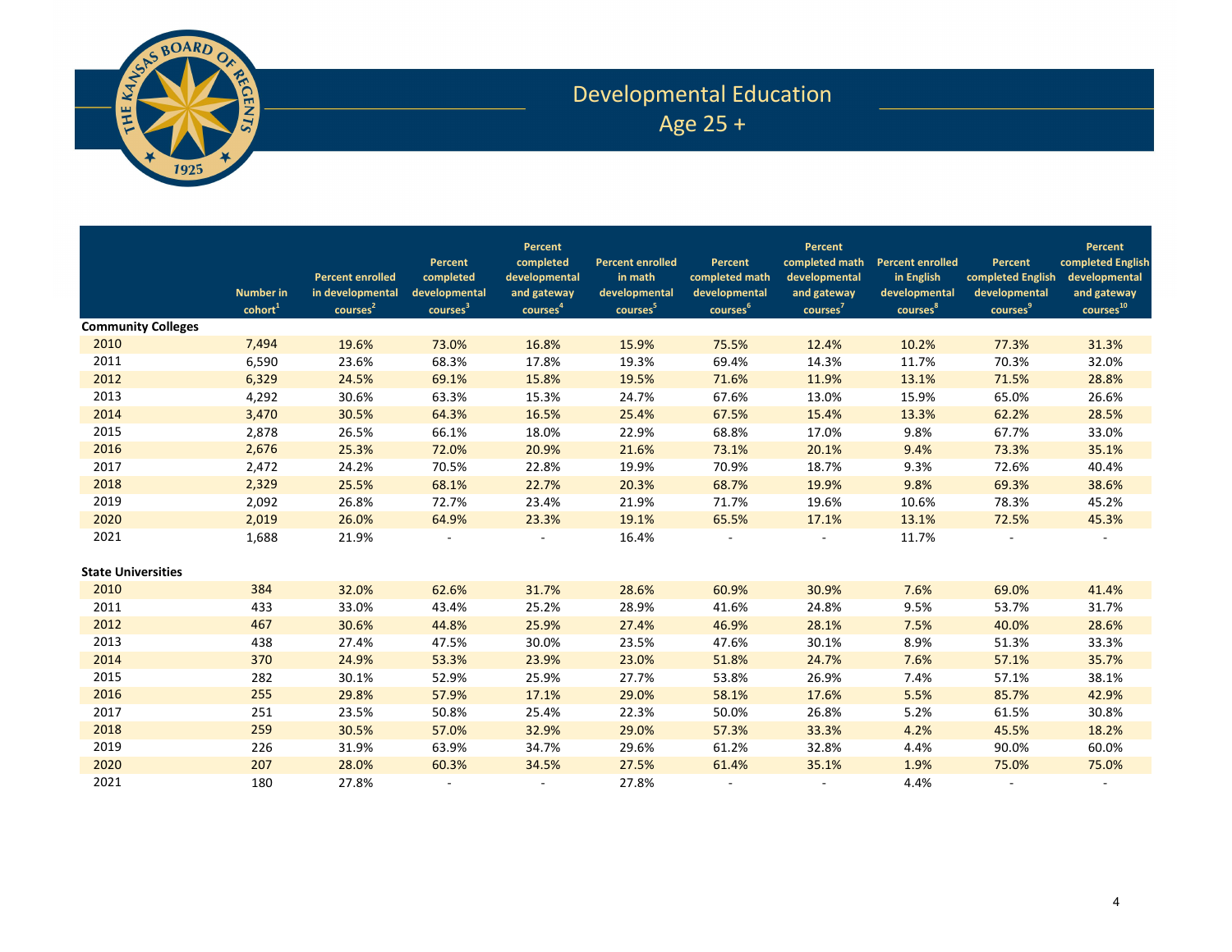# Developmental Education

## Age 25 +

| | Number in cohort[1] | Percent enrolled in developmental courses[2] | Percent completed developmental courses[3] | Percent completed developmental and gateway courses[4] | Percent enrolled in math developmental courses[5] | Percent completed math developmental courses[6] | Percent completed math developmental and gateway courses[7] | Percent enrolled in English developmental courses[8] | Percent completed English developmental courses[9] | Percent completed English developmental and gateway courses[10] |
|---|---|---|---|---|---|---|---|---|---|---|
| **Community Colleges** | | | | | | | | | | |
| 2010 | 7,494 | 19.6% | 73.0% | 16.8% | 15.9% | 75.5% | 12.4% | 10.2% | 77.3% | 31.3% |
| 2011 | 6,590 | 23.6% | 68.3% | 17.8% | 19.3% | 69.4% | 14.3% | 11.7% | 70.3% | 32.0% |
| 2012 | 6,329 | 24.5% | 69.1% | 15.8% | 19.5% | 71.6% | 11.9% | 13.1% | 71.5% | 28.8% |
| 2013 | 4,292 | 30.6% | 63.3% | 15.3% | 24.7% | 67.6% | 13.0% | 15.9% | 65.0% | 26.6% |
| 2014 | 3,470 | 30.5% | 64.3% | 16.5% | 25.4% | 67.5% | 15.4% | 13.3% | 62.2% | 28.5% |
| 2015 | 2,878 | 26.5% | 66.1% | 18.0% | 22.9% | 68.8% | 17.0% | 9.8% | 67.7% | 33.0% |
| 2016 | 2,676 | 25.3% | 72.0% | 20.9% | 21.6% | 73.1% | 20.1% | 9.4% | 73.3% | 35.1% |
| 2017 | 2,472 | 24.2% | 70.5% | 22.8% | 19.9% | 70.9% | 18.7% | 9.3% | 72.6% | 40.4% |
| 2018 | 2,329 | 25.5% | 68.1% | 22.7% | 20.3% | 68.7% | 19.9% | 9.8% | 69.3% | 38.6% |
| 2019 | 2,092 | 26.8% | 72.7% | 23.4% | 21.9% | 71.7% | 19.6% | 10.6% | 78.3% | 45.2% |
| 2020 | 2,019 | 26.0% | 64.9% | 23.3% | 19.1% | 65.5% | 17.1% | 13.1% | 72.5% | 45.3% |
| 2021 | 1,688 | 21.9% | - | - | 16.4% | - | - | 11.7% | - | - |
| **State Universities** | | | | | | | | | | |
| 2010 | 384 | 32.0% | 62.6% | 31.7% | 28.6% | 60.9% | 30.9% | 7.6% | 69.0% | 41.4% |
| 2011 | 433 | 33.0% | 43.4% | 25.2% | 28.9% | 41.6% | 24.8% | 9.5% | 53.7% | 31.7% |
| 2012 | 467 | 30.6% | 44.8% | 25.9% | 27.4% | 46.9% | 28.1% | 7.5% | 40.0% | 28.6% |
| 2013 | 438 | 27.4% | 47.5% | 30.0% | 23.5% | 47.6% | 30.1% | 8.9% | 51.3% | 33.3% |
| 2014 | 370 | 24.9% | 53.3% | 23.9% | 23.0% | 51.8% | 24.7% | 7.6% | 57.1% | 35.7% |
| 2015 | 282 | 30.1% | 52.9% | 25.9% | 27.7% | 53.8% | 26.9% | 7.4% | 57.1% | 38.1% |
| 2016 | 255 | 29.8% | 57.9% | 17.1% | 29.0% | 58.1% | 17.6% | 5.5% | 85.7% | 42.9% |
| 2017 | 251 | 23.5% | 50.8% | 25.4% | 22.3% | 50.0% | 26.8% | 5.2% | 61.5% | 30.8% |
| 2018 | 259 | 30.5% | 57.0% | 32.9% | 29.0% | 57.3% | 33.3% | 4.2% | 45.5% | 18.2% |
| 2019 | 226 | 31.9% | 63.9% | 34.7% | 29.6% | 61.2% | 32.8% | 4.4% | 90.0% | 60.0% |
| 2020 | 207 | 28.0% | 60.3% | 34.5% | 27.5% | 61.4% | 35.1% | 1.9% | 75.0% | 75.0% |
| 2021 | 180 | 27.8% | - | - | 27.8% | - | - | 4.4% | - | - |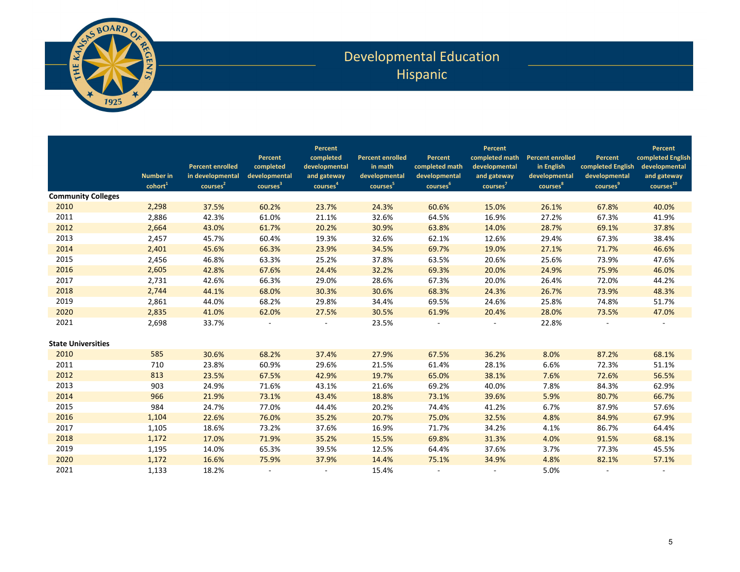# Developmental Education
## Hispanic

| | Number in cohort[1] | Percent enrolled in developmental courses[2] | Percent completed developmental courses[3] | Percent completed developmental and gateway courses[4] | Percent enrolled in math developmental courses[5] | Percent completed math developmental courses[6] | Percent completed math developmental and gateway courses[7] | Percent enrolled in English developmental courses[8] | Percent completed English developmental courses[9] | Percent completed English developmental and gateway courses[10] |
|---|---|---|---|---|---|---|---|---|---|---|
| **Community Colleges** | | | | | | | | | | |
| 2010 | 2,298 | 37.5% | 60.2% | 23.7% | 24.3% | 60.6% | 15.0% | 26.1% | 67.8% | 40.0% |
| 2011 | 2,886 | 42.3% | 61.0% | 21.1% | 32.6% | 64.5% | 16.9% | 27.2% | 67.3% | 41.9% |
| 2012 | 2,664 | 43.0% | 61.7% | 20.2% | 30.9% | 63.8% | 14.0% | 28.7% | 69.1% | 37.8% |
| 2013 | 2,457 | 45.7% | 60.4% | 19.3% | 32.6% | 62.1% | 12.6% | 29.4% | 67.3% | 38.4% |
| 2014 | 2,401 | 45.6% | 66.3% | 23.9% | 34.5% | 69.7% | 19.0% | 27.1% | 71.7% | 46.6% |
| 2015 | 2,456 | 46.8% | 63.3% | 25.2% | 37.8% | 63.5% | 20.6% | 25.6% | 73.9% | 47.6% |
| 2016 | 2,605 | 42.8% | 67.6% | 24.4% | 32.2% | 69.3% | 20.0% | 24.9% | 75.9% | 46.0% |
| 2017 | 2,731 | 42.6% | 66.3% | 29.0% | 28.6% | 67.3% | 20.0% | 26.4% | 72.0% | 44.2% |
| 2018 | 2,744 | 44.1% | 68.0% | 30.3% | 30.6% | 68.3% | 24.3% | 26.7% | 73.9% | 48.3% |
| 2019 | 2,861 | 44.0% | 68.2% | 29.8% | 34.4% | 69.5% | 24.6% | 25.8% | 74.8% | 51.7% |
| 2020 | 2,835 | 41.0% | 62.0% | 27.5% | 30.5% | 61.9% | 20.4% | 28.0% | 73.5% | 47.0% |
| 2021 | 2,698 | 33.7% | - | - | 23.5% | - | - | 22.8% | - | - |
| **State Universities** | | | | | | | | | | |
| 2010 | 585 | 30.6% | 68.2% | 37.4% | 27.9% | 67.5% | 36.2% | 8.0% | 87.2% | 68.1% |
| 2011 | 710 | 23.8% | 60.9% | 29.6% | 21.5% | 61.4% | 28.1% | 6.6% | 72.3% | 51.1% |
| 2012 | 813 | 23.5% | 67.5% | 42.9% | 19.7% | 65.0% | 38.1% | 7.6% | 72.6% | 56.5% |
| 2013 | 903 | 24.9% | 71.6% | 43.1% | 21.6% | 69.2% | 40.0% | 7.8% | 84.3% | 62.9% |
| 2014 | 966 | 21.9% | 73.1% | 43.4% | 18.8% | 73.1% | 39.6% | 5.9% | 80.7% | 66.7% |
| 2015 | 984 | 24.7% | 77.0% | 44.4% | 20.2% | 74.4% | 41.2% | 6.7% | 87.9% | 57.6% |
| 2016 | 1,104 | 22.6% | 76.0% | 35.2% | 20.7% | 75.0% | 32.5% | 4.8% | 84.9% | 67.9% |
| 2017 | 1,105 | 18.6% | 73.2% | 37.6% | 16.9% | 71.7% | 34.2% | 4.1% | 86.7% | 64.4% |
| 2018 | 1,172 | 17.0% | 71.9% | 35.2% | 15.5% | 69.8% | 31.3% | 4.0% | 91.5% | 68.1% |
| 2019 | 1,195 | 14.0% | 65.3% | 39.5% | 12.5% | 64.4% | 37.6% | 3.7% | 77.3% | 45.5% |
| 2020 | 1,172 | 16.6% | 75.9% | 37.9% | 14.4% | 75.1% | 34.9% | 4.8% | 82.1% | 57.1% |
| 2021 | 1,133 | 18.2% | - | - | 15.4% | - | - | 5.0% | - | - |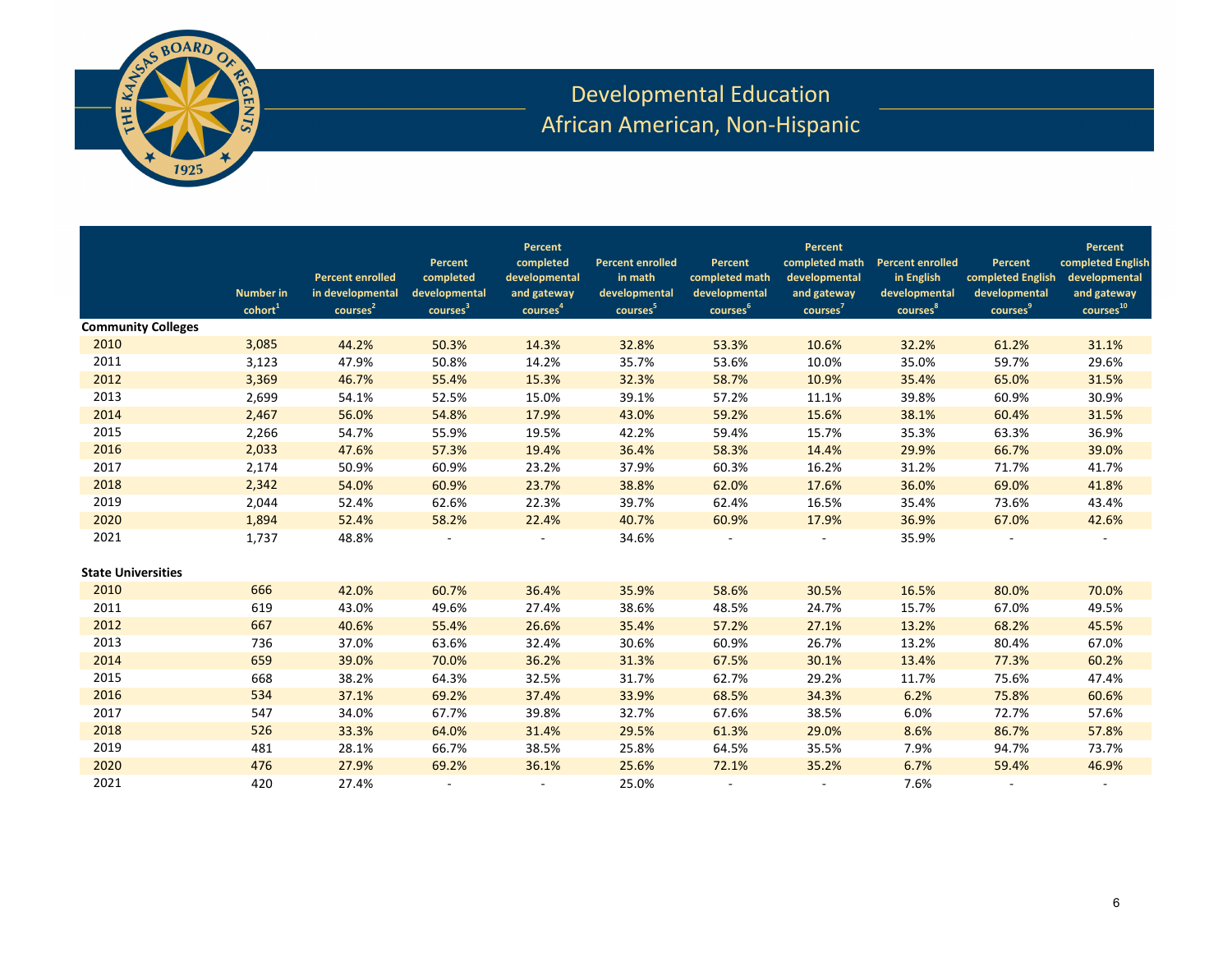# Developmental Education
## African American, Non-Hispanic

| | Number in cohort[1] | Percent enrolled in developmental courses[2] | Percent completed developmental courses[3] | Percent completed developmental and gateway courses[4] | Percent enrolled in math developmental courses[5] | Percent completed math developmental courses[6] | Percent completed math developmental and gateway courses[7] | Percent enrolled in English developmental courses[8] | Percent completed English developmental courses[9] | Percent completed English developmental and gateway courses[10] |
|---|---|---|---|---|---|---|---|---|---|---|
| **Community Colleges** | | | | | | | | | | |
| 2010 | 3,085 | 44.2% | 50.3% | 14.3% | 32.8% | 53.3% | 10.6% | 32.2% | 61.2% | 31.1% |
| 2011 | 3,123 | 47.9% | 50.8% | 14.2% | 35.7% | 53.6% | 10.0% | 35.0% | 59.7% | 29.6% |
| 2012 | 3,369 | 46.7% | 55.4% | 15.3% | 32.3% | 58.7% | 10.9% | 35.4% | 65.0% | 31.5% |
| 2013 | 2,699 | 54.1% | 52.5% | 15.0% | 39.1% | 57.2% | 11.1% | 39.8% | 60.9% | 30.9% |
| 2014 | 2,467 | 56.0% | 54.8% | 17.9% | 43.0% | 59.2% | 15.6% | 38.1% | 60.4% | 31.5% |
| 2015 | 2,266 | 54.7% | 55.9% | 19.5% | 42.2% | 59.4% | 15.7% | 35.3% | 63.3% | 36.9% |
| 2016 | 2,033 | 47.6% | 57.3% | 19.4% | 36.4% | 58.3% | 14.4% | 29.9% | 66.7% | 39.0% |
| 2017 | 2,174 | 50.9% | 60.9% | 23.2% | 37.9% | 60.3% | 16.2% | 31.2% | 71.7% | 41.7% |
| 2018 | 2,342 | 54.0% | 60.9% | 23.7% | 38.8% | 62.0% | 17.6% | 36.0% | 69.0% | 41.8% |
| 2019 | 2,044 | 52.4% | 62.6% | 22.3% | 39.7% | 62.4% | 16.5% | 35.4% | 73.6% | 43.4% |
| 2020 | 1,894 | 52.4% | 58.2% | 22.4% | 40.7% | 60.9% | 17.9% | 36.9% | 67.0% | 42.6% |
| 2021 | 1,737 | 48.8% | - | - | 34.6% | - | - | 35.9% | - | - |
| **State Universities** | | | | | | | | | | |
| 2010 | 666 | 42.0% | 60.7% | 36.4% | 35.9% | 58.6% | 30.5% | 16.5% | 80.0% | 70.0% |
| 2011 | 619 | 43.0% | 49.6% | 27.4% | 38.6% | 48.5% | 24.7% | 15.7% | 67.0% | 49.5% |
| 2012 | 667 | 40.6% | 55.4% | 26.6% | 35.4% | 57.2% | 27.1% | 13.2% | 68.2% | 45.5% |
| 2013 | 736 | 37.0% | 63.6% | 32.4% | 30.6% | 60.9% | 26.7% | 13.2% | 80.4% | 67.0% |
| 2014 | 659 | 39.0% | 70.0% | 36.2% | 31.3% | 67.5% | 30.1% | 13.4% | 77.3% | 60.2% |
| 2015 | 668 | 38.2% | 64.3% | 32.5% | 31.7% | 62.7% | 29.2% | 11.7% | 75.6% | 47.4% |
| 2016 | 534 | 37.1% | 69.2% | 37.4% | 33.9% | 68.5% | 34.3% | 6.2% | 75.8% | 60.6% |
| 2017 | 547 | 34.0% | 67.7% | 39.8% | 32.7% | 67.6% | 38.5% | 6.0% | 72.7% | 57.6% |
| 2018 | 526 | 33.3% | 64.0% | 31.4% | 29.5% | 61.3% | 29.0% | 8.6% | 86.7% | 57.8% |
| 2019 | 481 | 28.1% | 66.7% | 38.5% | 25.8% | 64.5% | 35.5% | 7.9% | 94.7% | 73.7% |
| 2020 | 476 | 27.9% | 69.2% | 36.1% | 25.6% | 72.1% | 35.2% | 6.7% | 59.4% | 46.9% |
| 2021 | 420 | 27.4% | - | - | 25.0% | - | - | 7.6% | - | - |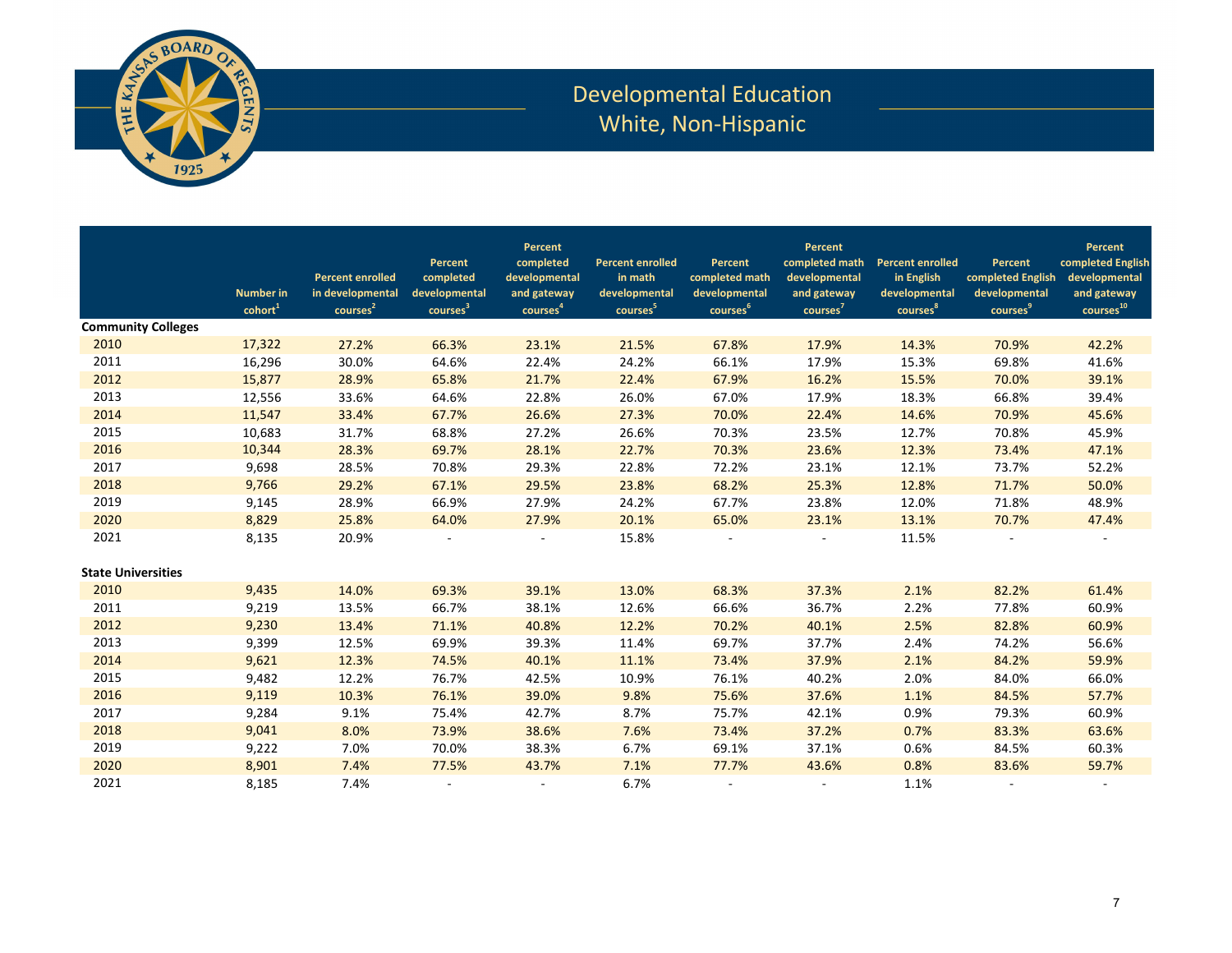# Developmental Education
## White, Non-Hispanic

| | Number in cohort[1] | Percent enrolled in developmental courses[2] | Percent completed developmental courses[3] | Percent completed developmental and gateway courses[4] | Percent enrolled in math developmental courses[5] | Percent completed math developmental courses[6] | Percent completed math developmental and gateway courses[7] | Percent enrolled in English developmental courses[8] | Percent completed English developmental courses[9] | Percent completed English developmental and gateway courses[10] |
|---|---|---|---|---|---|---|---|---|---|---|
| **Community Colleges** | | | | | | | | | | |
| 2010 | 17,322 | 27.2% | 66.3% | 23.1% | 21.5% | 67.8% | 17.9% | 14.3% | 70.9% | 42.2% |
| 2011 | 16,296 | 30.0% | 64.6% | 22.4% | 24.2% | 66.1% | 17.9% | 15.3% | 69.8% | 41.6% |
| 2012 | 15,877 | 28.9% | 65.8% | 21.7% | 22.4% | 67.9% | 16.2% | 15.5% | 70.0% | 39.1% |
| 2013 | 12,556 | 33.6% | 64.6% | 22.8% | 26.0% | 67.0% | 17.9% | 18.3% | 66.8% | 39.4% |
| 2014 | 11,547 | 33.4% | 67.7% | 26.6% | 27.3% | 70.0% | 22.4% | 14.6% | 70.9% | 45.6% |
| 2015 | 10,683 | 31.7% | 68.8% | 27.2% | 26.6% | 70.3% | 23.5% | 12.7% | 70.8% | 45.9% |
| 2016 | 10,344 | 28.3% | 69.7% | 28.1% | 22.7% | 70.3% | 23.6% | 12.3% | 73.4% | 47.1% |
| 2017 | 9,698 | 28.5% | 70.8% | 29.3% | 22.8% | 72.2% | 23.1% | 12.1% | 73.7% | 52.2% |
| 2018 | 9,766 | 29.2% | 67.1% | 29.5% | 23.8% | 68.2% | 25.3% | 12.8% | 71.7% | 50.0% |
| 2019 | 9,145 | 28.9% | 66.9% | 27.9% | 24.2% | 67.7% | 23.8% | 12.0% | 71.8% | 48.9% |
| 2020 | 8,829 | 25.8% | 64.0% | 27.9% | 20.1% | 65.0% | 23.1% | 13.1% | 70.7% | 47.4% |
| 2021 | 8,135 | 20.9% | - | - | 15.8% | - | - | 11.5% | - | - |
| **State Universities** | | | | | | | | | | |
| 2010 | 9,435 | 14.0% | 69.3% | 39.1% | 13.0% | 68.3% | 37.3% | 2.1% | 82.2% | 61.4% |
| 2011 | 9,219 | 13.5% | 66.7% | 38.1% | 12.6% | 66.6% | 36.7% | 2.2% | 77.8% | 60.9% |
| 2012 | 9,230 | 13.4% | 71.1% | 40.8% | 12.2% | 70.2% | 40.1% | 2.5% | 82.8% | 60.9% |
| 2013 | 9,399 | 12.5% | 69.9% | 39.3% | 11.4% | 69.7% | 37.7% | 2.4% | 74.2% | 56.6% |
| 2014 | 9,621 | 12.3% | 74.5% | 40.1% | 11.1% | 73.4% | 37.9% | 2.1% | 84.2% | 59.9% |
| 2015 | 9,482 | 12.2% | 76.7% | 42.5% | 10.9% | 76.1% | 40.2% | 2.0% | 84.0% | 66.0% |
| 2016 | 9,119 | 10.3% | 76.1% | 39.0% | 9.8% | 75.6% | 37.6% | 1.1% | 84.5% | 57.7% |
| 2017 | 9,284 | 9.1% | 75.4% | 42.7% | 8.7% | 75.7% | 42.1% | 0.9% | 79.3% | 60.9% |
| 2018 | 9,041 | 8.0% | 73.9% | 38.6% | 7.6% | 73.4% | 37.2% | 0.7% | 83.3% | 63.6% |
| 2019 | 9,222 | 7.0% | 70.0% | 38.3% | 6.7% | 69.1% | 37.1% | 0.6% | 84.5% | 60.3% |
| 2020 | 8,901 | 7.4% | 77.5% | 43.7% | 7.1% | 77.7% | 43.6% | 0.8% | 83.6% | 59.7% |
| 2021 | 8,185 | 7.4% | - | - | 6.7% | - | - | 1.1% | - | - |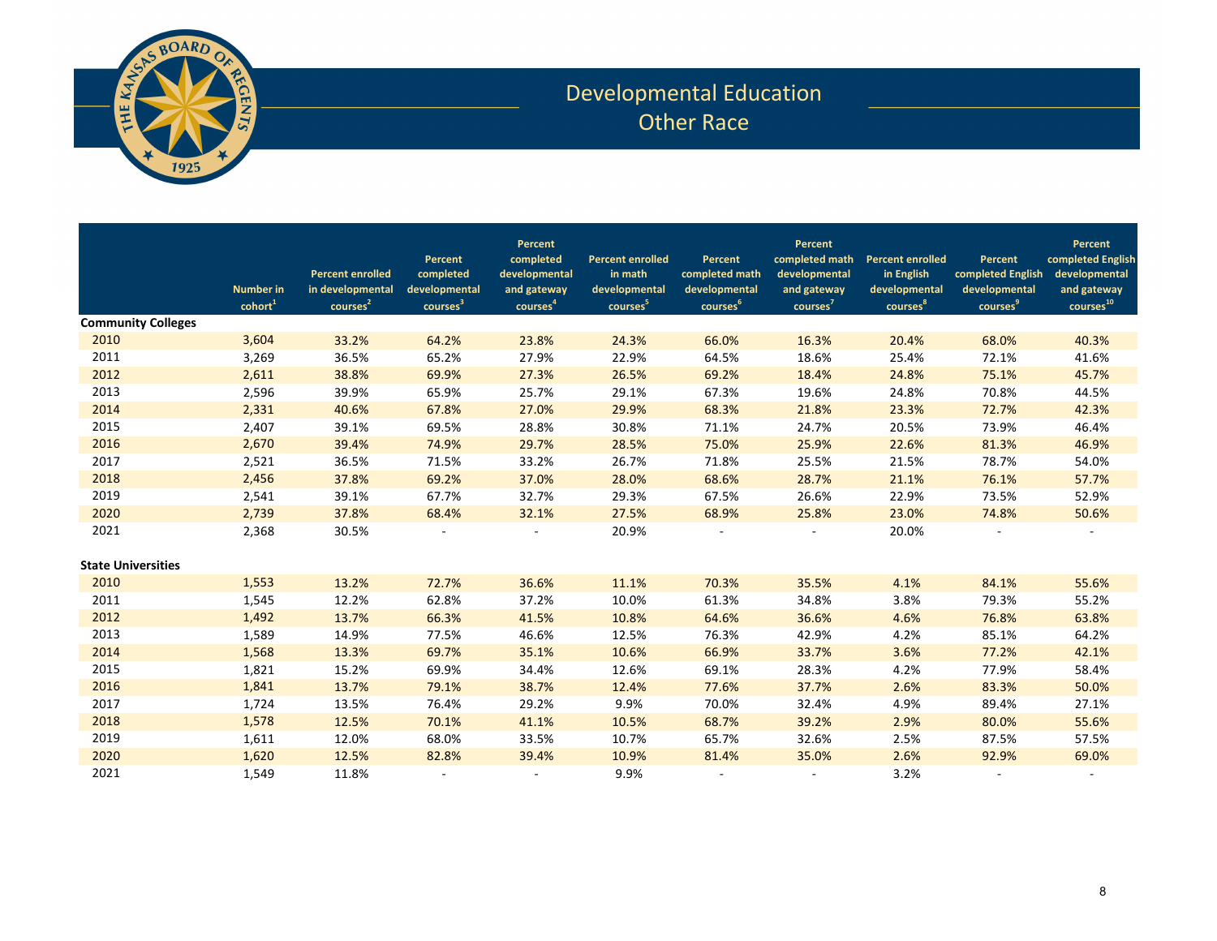# Developmental Education
## Other Race

| | Number in cohort[1] | Percent enrolled in developmental courses[2] | Percent completed developmental courses[3] | Percent completed developmental and gateway courses[4] | Percent enrolled in math developmental courses[5] | Percent completed math developmental courses[6] | Percent completed math developmental and gateway courses[7] | Percent enrolled in English developmental courses[8] | Percent completed English developmental courses[9] | Percent completed English developmental and gateway courses[10] |
|---|---|---|---|---|---|---|---|---|---|---|
| **Community Colleges** | | | | | | | | | | |
| 2010 | 3,604 | 33.2% | 64.2% | 23.8% | 24.3% | 66.0% | 16.3% | 20.4% | 68.0% | 40.3% |
| 2011 | 3,269 | 36.5% | 65.2% | 27.9% | 22.9% | 64.5% | 18.6% | 25.4% | 72.1% | 41.6% |
| 2012 | 2,611 | 38.8% | 69.9% | 27.3% | 26.5% | 69.2% | 18.4% | 24.8% | 75.1% | 45.7% |
| 2013 | 2,596 | 39.9% | 65.9% | 25.7% | 29.1% | 67.3% | 19.6% | 24.8% | 70.8% | 44.5% |
| 2014 | 2,331 | 40.6% | 67.8% | 27.0% | 29.9% | 68.3% | 21.8% | 23.3% | 72.7% | 42.3% |
| 2015 | 2,407 | 39.1% | 69.5% | 28.8% | 30.8% | 71.1% | 24.7% | 20.5% | 73.9% | 46.4% |
| 2016 | 2,670 | 39.4% | 74.9% | 29.7% | 28.5% | 75.0% | 25.9% | 22.6% | 81.3% | 46.9% |
| 2017 | 2,521 | 36.5% | 71.5% | 33.2% | 26.7% | 71.8% | 25.5% | 21.5% | 78.7% | 54.0% |
| 2018 | 2,456 | 37.8% | 69.2% | 37.0% | 28.0% | 68.6% | 28.7% | 21.1% | 76.1% | 57.7% |
| 2019 | 2,541 | 39.1% | 67.7% | 32.7% | 29.3% | 67.5% | 26.6% | 22.9% | 73.5% | 52.9% |
| 2020 | 2,739 | 37.8% | 68.4% | 32.1% | 27.5% | 68.9% | 25.8% | 23.0% | 74.8% | 50.6% |
| 2021 | 2,368 | 30.5% | - | - | 20.9% | - | - | 20.0% | - | - |
| **State Universities** | | | | | | | | | | |
| 2010 | 1,553 | 13.2% | 72.7% | 36.6% | 11.1% | 70.3% | 35.5% | 4.1% | 84.1% | 55.6% |
| 2011 | 1,545 | 12.2% | 62.8% | 37.2% | 10.0% | 61.3% | 34.8% | 3.8% | 79.3% | 55.2% |
| 2012 | 1,492 | 13.7% | 66.3% | 41.5% | 10.8% | 64.6% | 36.6% | 4.6% | 76.8% | 63.8% |
| 2013 | 1,589 | 14.9% | 77.5% | 46.6% | 12.5% | 76.3% | 42.9% | 4.2% | 85.1% | 64.2% |
| 2014 | 1,568 | 13.3% | 69.7% | 35.1% | 10.6% | 66.9% | 33.7% | 3.6% | 77.2% | 42.1% |
| 2015 | 1,821 | 15.2% | 69.9% | 34.4% | 12.6% | 69.1% | 28.3% | 4.2% | 77.9% | 58.4% |
| 2016 | 1,841 | 13.7% | 79.1% | 38.7% | 12.4% | 77.6% | 37.7% | 2.6% | 83.3% | 50.0% |
| 2017 | 1,724 | 13.5% | 76.4% | 29.2% | 9.9% | 70.0% | 32.4% | 4.9% | 89.4% | 27.1% |
| 2018 | 1,578 | 12.5% | 70.1% | 41.1% | 10.5% | 68.7% | 39.2% | 2.9% | 80.0% | 55.6% |
| 2019 | 1,611 | 12.0% | 68.0% | 33.5% | 10.7% | 65.7% | 32.6% | 2.5% | 87.5% | 57.5% |
| 2020 | 1,620 | 12.5% | 82.8% | 39.4% | 10.9% | 81.4% | 35.0% | 2.6% | 92.9% | 69.0% |
| 2021 | 1,549 | 11.8% | - | - | 9.9% | - | - | 3.2% | - | - |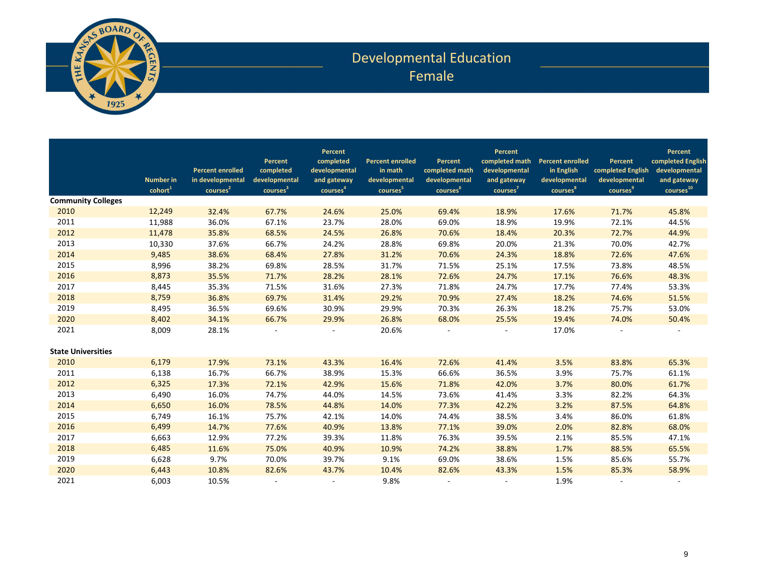# Developmental Education

## Female

| | Number in cohort[1] | Percent enrolled in developmental courses[2] | Percent completed developmental courses[3] | Percent completed developmental and gateway courses[4] | Percent enrolled in math developmental courses[5] | Percent completed math developmental courses[6] | Percent completed math developmental and gateway courses[7] | Percent enrolled in English developmental courses[8] | Percent completed English developmental courses[9] | Percent completed English developmental and gateway courses[10] |
|---|---|---|---|---|---|---|---|---|---|---|
| **Community Colleges** | | | | | | | | | | |
| 2010 | 12,249 | 32.4% | 67.7% | 24.6% | 25.0% | 69.4% | 18.9% | 17.6% | 71.7% | 45.8% |
| 2011 | 11,988 | 36.0% | 67.1% | 23.7% | 28.0% | 69.0% | 18.9% | 19.9% | 72.1% | 44.5% |
| 2012 | 11,478 | 35.8% | 68.5% | 24.5% | 26.8% | 70.6% | 18.4% | 20.3% | 72.7% | 44.9% |
| 2013 | 10,330 | 37.6% | 66.7% | 24.2% | 28.8% | 69.8% | 20.0% | 21.3% | 70.0% | 42.7% |
| 2014 | 9,485 | 38.6% | 68.4% | 27.8% | 31.2% | 70.6% | 24.3% | 18.8% | 72.6% | 47.6% |
| 2015 | 8,996 | 38.2% | 69.8% | 28.5% | 31.7% | 71.5% | 25.1% | 17.5% | 73.8% | 48.5% |
| 2016 | 8,873 | 35.5% | 71.7% | 28.2% | 28.1% | 72.6% | 24.7% | 17.1% | 76.6% | 48.3% |
| 2017 | 8,445 | 35.3% | 71.5% | 31.6% | 27.3% | 71.8% | 24.7% | 17.7% | 77.4% | 53.3% |
| 2018 | 8,759 | 36.8% | 69.7% | 31.4% | 29.2% | 70.9% | 27.4% | 18.2% | 74.6% | 51.5% |
| 2019 | 8,495 | 36.5% | 69.6% | 30.9% | 29.9% | 70.3% | 26.3% | 18.2% | 75.7% | 53.0% |
| 2020 | 8,402 | 34.1% | 66.7% | 29.9% | 26.8% | 68.0% | 25.5% | 19.4% | 74.0% | 50.4% |
| 2021 | 8,009 | 28.1% | - | - | 20.6% | - | - | 17.0% | - | - |
| **State Universities** | | | | | | | | | | |
| 2010 | 6,179 | 17.9% | 73.1% | 43.3% | 16.4% | 72.6% | 41.4% | 3.5% | 83.8% | 65.3% |
| 2011 | 6,138 | 16.7% | 66.7% | 38.9% | 15.3% | 66.6% | 36.5% | 3.9% | 75.7% | 61.1% |
| 2012 | 6,325 | 17.3% | 72.1% | 42.9% | 15.6% | 71.8% | 42.0% | 3.7% | 80.0% | 61.7% |
| 2013 | 6,490 | 16.0% | 74.7% | 44.0% | 14.5% | 73.6% | 41.4% | 3.3% | 82.2% | 64.3% |
| 2014 | 6,650 | 16.0% | 78.5% | 44.8% | 14.0% | 77.3% | 42.2% | 3.2% | 87.5% | 64.8% |
| 2015 | 6,749 | 16.1% | 75.7% | 42.1% | 14.0% | 74.4% | 38.5% | 3.4% | 86.0% | 61.8% |
| 2016 | 6,499 | 14.7% | 77.6% | 40.9% | 13.8% | 77.1% | 39.0% | 2.0% | 82.8% | 68.0% |
| 2017 | 6,663 | 12.9% | 77.2% | 39.3% | 11.8% | 76.3% | 39.5% | 2.1% | 85.5% | 47.1% |
| 2018 | 6,485 | 11.6% | 75.0% | 40.9% | 10.9% | 74.2% | 38.8% | 1.7% | 88.5% | 65.5% |
| 2019 | 6,628 | 9.7% | 70.0% | 39.7% | 9.1% | 69.0% | 38.6% | 1.5% | 85.6% | 55.7% |
| 2020 | 6,443 | 10.8% | 82.6% | 43.7% | 10.4% | 82.6% | 43.3% | 1.5% | 85.3% | 58.9% |
| 2021 | 6,003 | 10.5% | - | - | 9.8% | - | - | 1.9% | - | - |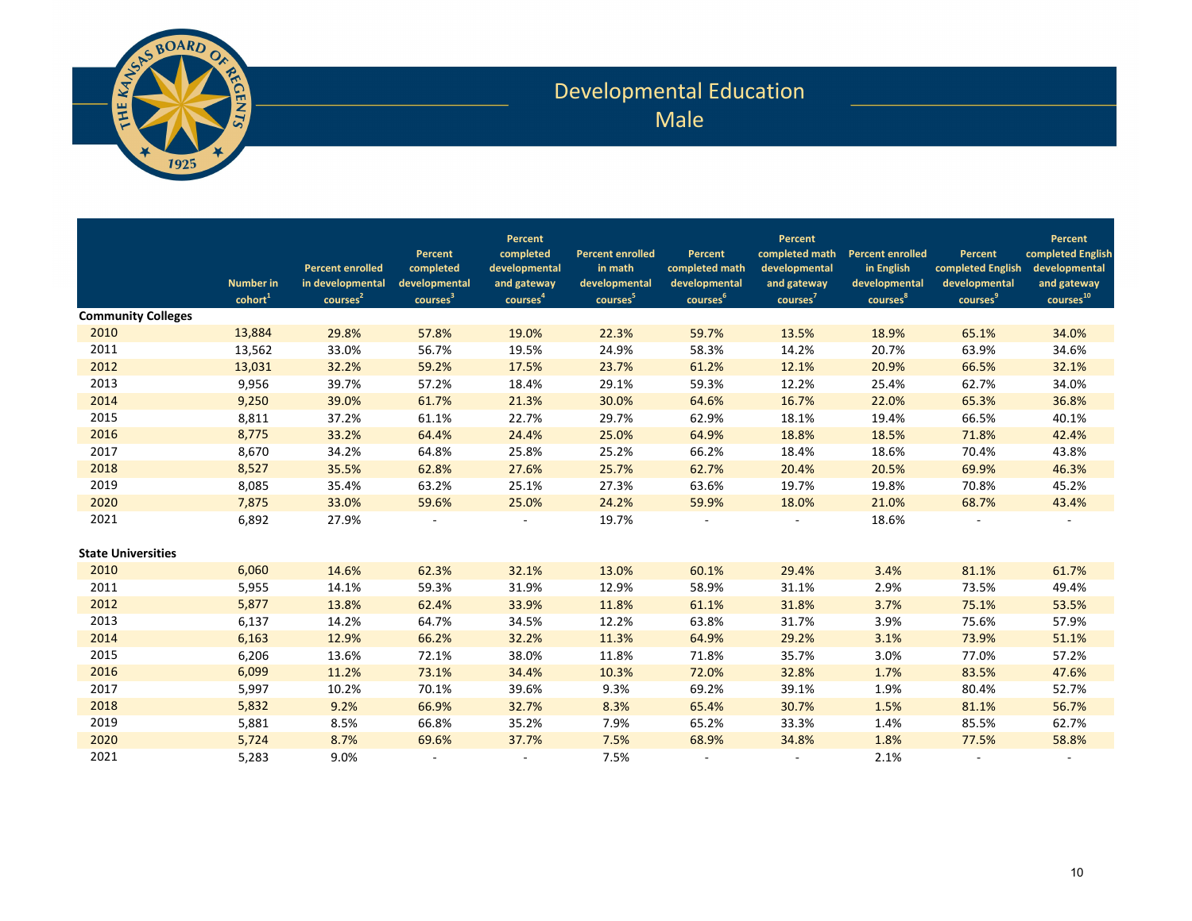# Developmental Education

## Male

| | Number in cohort[1] | Percent enrolled in developmental courses[2] | Percent completed developmental courses[3] | Percent completed developmental and gateway courses[4] | Percent enrolled in math developmental courses[5] | Percent completed math developmental courses[6] | Percent completed math developmental and gateway courses[7] | Percent enrolled in English developmental courses[8] | Percent completed English developmental courses[9] | Percent completed English developmental and gateway courses[10] |
|---|---|---|---|---|---|---|---|---|---|---|
| **Community Colleges** | | | | | | | | | | |
| 2010 | 13,884 | 29.8% | 57.8% | 19.0% | 22.3% | 59.7% | 13.5% | 18.9% | 65.1% | 34.0% |
| 2011 | 13,562 | 33.0% | 56.7% | 19.5% | 24.9% | 58.3% | 14.2% | 20.7% | 63.9% | 34.6% |
| 2012 | 13,031 | 32.2% | 59.2% | 17.5% | 23.7% | 61.2% | 12.1% | 20.9% | 66.5% | 32.1% |
| 2013 | 9,956 | 39.7% | 57.2% | 18.4% | 29.1% | 59.3% | 12.2% | 25.4% | 62.7% | 34.0% |
| 2014 | 9,250 | 39.0% | 61.7% | 21.3% | 30.0% | 64.6% | 16.7% | 22.0% | 65.3% | 36.8% |
| 2015 | 8,811 | 37.2% | 61.1% | 22.7% | 29.7% | 62.9% | 18.1% | 19.4% | 66.5% | 40.1% |
| 2016 | 8,775 | 33.2% | 64.4% | 24.4% | 25.0% | 64.9% | 18.8% | 18.5% | 71.8% | 42.4% |
| 2017 | 8,670 | 34.2% | 64.8% | 25.8% | 25.2% | 66.2% | 18.4% | 18.6% | 70.4% | 43.8% |
| 2018 | 8,527 | 35.5% | 62.8% | 27.6% | 25.7% | 62.7% | 20.4% | 20.5% | 69.9% | 46.3% |
| 2019 | 8,085 | 35.4% | 63.2% | 25.1% | 27.3% | 63.6% | 19.7% | 19.8% | 70.8% | 45.2% |
| 2020 | 7,875 | 33.0% | 59.6% | 25.0% | 24.2% | 59.9% | 18.0% | 21.0% | 68.7% | 43.4% |
| 2021 | 6,892 | 27.9% | - | - | 19.7% | - | - | 18.6% | - | - |
| **State Universities** | | | | | | | | | | |
| 2010 | 6,060 | 14.6% | 62.3% | 32.1% | 13.0% | 60.1% | 29.4% | 3.4% | 81.1% | 61.7% |
| 2011 | 5,955 | 14.1% | 59.3% | 31.9% | 12.9% | 58.9% | 31.1% | 2.9% | 73.5% | 49.4% |
| 2012 | 5,877 | 13.8% | 62.4% | 33.9% | 11.8% | 61.1% | 31.8% | 3.7% | 75.1% | 53.5% |
| 2013 | 6,137 | 14.2% | 64.7% | 34.5% | 12.2% | 63.8% | 31.7% | 3.9% | 75.6% | 57.9% |
| 2014 | 6,163 | 12.9% | 66.2% | 32.2% | 11.3% | 64.9% | 29.2% | 3.1% | 73.9% | 51.1% |
| 2015 | 6,206 | 13.6% | 72.1% | 38.0% | 11.8% | 71.8% | 35.7% | 3.0% | 77.0% | 57.2% |
| 2016 | 6,099 | 11.2% | 73.1% | 34.4% | 10.3% | 72.0% | 32.8% | 1.7% | 83.5% | 47.6% |
| 2017 | 5,997 | 10.2% | 70.1% | 39.6% | 9.3% | 69.2% | 39.1% | 1.9% | 80.4% | 52.7% |
| 2018 | 5,832 | 9.2% | 66.9% | 32.7% | 8.3% | 65.4% | 30.7% | 1.5% | 81.1% | 56.7% |
| 2019 | 5,881 | 8.5% | 66.8% | 35.2% | 7.9% | 65.2% | 33.3% | 1.4% | 85.5% | 62.7% |
| 2020 | 5,724 | 8.7% | 69.6% | 37.7% | 7.5% | 68.9% | 34.8% | 1.8% | 77.5% | 58.8% |
| 2021 | 5,283 | 9.0% | - | - | 7.5% | - | - | 2.1% | - | - |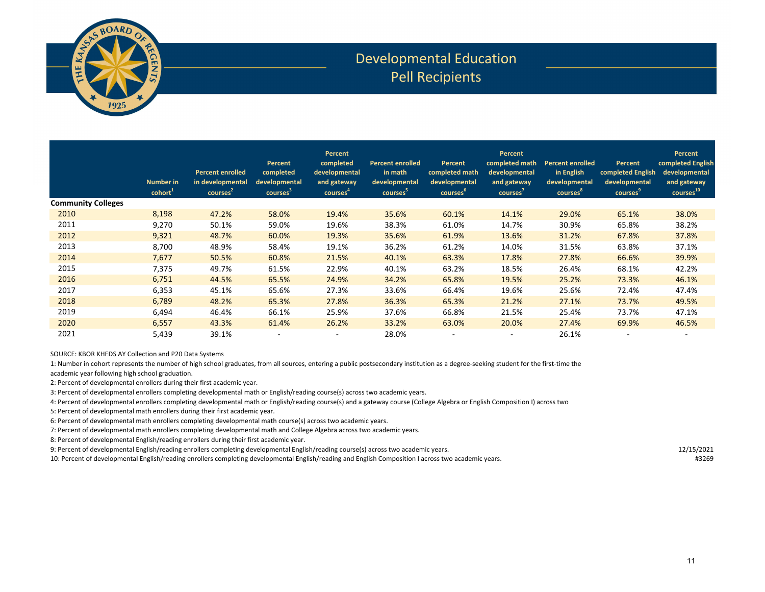# Developmental Education
## Pell Recipients

| | Number in cohort[1] | Percent enrolled in developmental courses[2] | Percent completed developmental courses[3] | Percent completed developmental and gateway courses[4] | Percent enrolled in math developmental courses[5] | Percent completed math developmental courses[6] | Percent completed math developmental and gateway courses[7] | Percent enrolled in English developmental courses[8] | Percent completed English developmental courses[9] | Percent completed English developmental and gateway courses[10] |
|---|---|---|---|---|---|---|---|---|---|---|
| **Community Colleges** | | | | | | | | | | |
| 2010 | 8,198 | 47.2% | 58.0% | 19.4% | 35.6% | 60.1% | 14.1% | 29.0% | 65.1% | 38.0% |
| 2011 | 9,270 | 50.1% | 59.0% | 19.6% | 38.3% | 61.0% | 14.7% | 30.9% | 65.8% | 38.2% |
| 2012 | 9,321 | 48.7% | 60.0% | 19.3% | 35.6% | 61.9% | 13.6% | 31.2% | 67.8% | 37.8% |
| 2013 | 8,700 | 48.9% | 58.4% | 19.1% | 36.2% | 61.2% | 14.0% | 31.5% | 63.8% | 37.1% |
| 2014 | 7,677 | 50.5% | 60.8% | 21.5% | 40.1% | 63.3% | 17.8% | 27.8% | 66.6% | 39.9% |
| 2015 | 7,375 | 49.7% | 61.5% | 22.9% | 40.1% | 63.2% | 18.5% | 26.4% | 68.1% | 42.2% |
| 2016 | 6,751 | 44.5% | 65.5% | 24.9% | 34.2% | 65.8% | 19.5% | 25.2% | 73.3% | 46.1% |
| 2017 | 6,353 | 45.1% | 65.6% | 27.3% | 33.6% | 66.4% | 19.6% | 25.6% | 72.4% | 47.4% |
| 2018 | 6,789 | 48.2% | 65.3% | 27.8% | 36.3% | 65.3% | 21.2% | 27.1% | 73.7% | 49.5% |
| 2019 | 6,494 | 46.4% | 66.1% | 25.9% | 37.6% | 66.8% | 21.5% | 25.4% | 73.7% | 47.1% |
| 2020 | 6,557 | 43.3% | 61.4% | 26.2% | 33.2% | 63.0% | 20.0% | 27.4% | 69.9% | 46.5% |
| 2021 | 5,439 | 39.1% | - | - | 28.0% | - | - | 26.1% | - | - |

SOURCE: KBOR KHEDS AY Collection and P20 Data Systems

1: Number in cohort represents the number of high school graduates, from all sources, entering a public postsecondary institution as a degree-seeking student for the first-time the academic year following high school graduation.

2: Percent of developmental enrollers during their first academic year.

3: Percent of developmental enrollers completing developmental math or English/reading course(s) across two academic years.

4: Percent of developmental enrollers completing developmental math or English/reading course(s) and a gateway course (College Algebra or English Composition I) across two

5: Percent of developmental math enrollers during their first academic year.

6: Percent of developmental math enrollers completing developmental math course(s) across two academic years.

7: Percent of developmental math enrollers completing developmental math and College Algebra across two academic years.

8: Percent of developmental English/reading enrollers during their first academic year.

9: Percent of developmental English/reading enrollers completing developmental English/reading course(s) across two academic years.

10: Percent of developmental English/reading enrollers completing developmental English/reading and English Composition I across two academic years.

12/15/2021

#3269